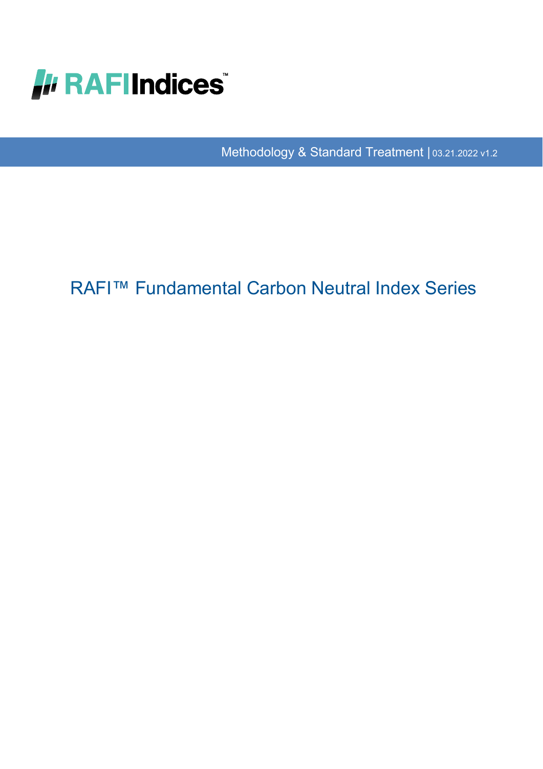RAFI Indices™

Methodology & Standard Treatment | 03.21.2022 v1.2

# RAFI™ Fundamental Carbon Neutral Index Series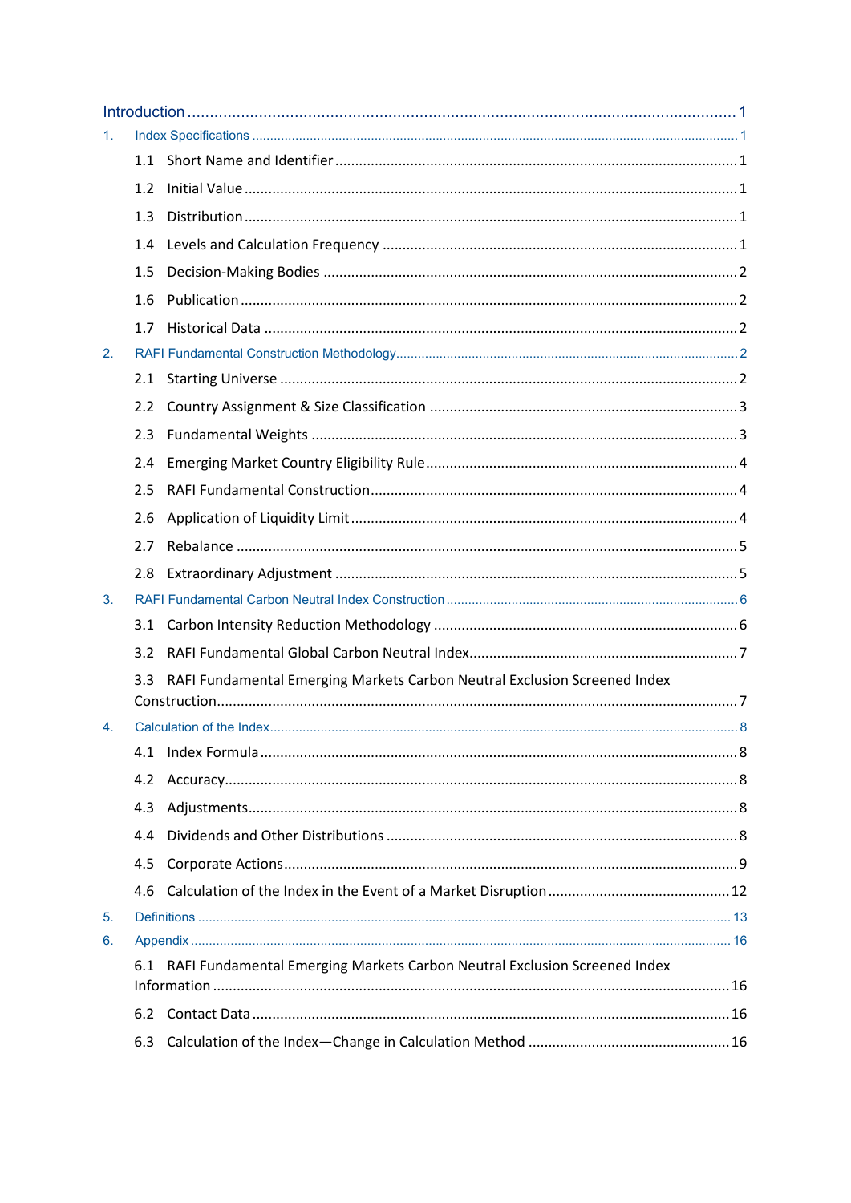[Introduction](#) ........................................................................................................................ 1

1. Index Specifications ................................................................................................................ 1
   - 1.1 Short Name and Identifier ................................................................................................ 1
   - 1.2 Initial Value ...................................................................................................................... 1
   - 1.3 Distribution ...................................................................................................................... 1
   - 1.4 Levels and Calculation Frequency .................................................................................... 1
   - 1.5 Decision-Making Bodies ................................................................................................... 2
   - 1.6 Publication ........................................................................................................................ 2
   - 1.7 Historical Data .................................................................................................................. 2
2. RAFI Fundamental Construction Methodology ............................................................................ 2
   - 2.1 Starting Universe .............................................................................................................. 2
   - 2.2 Country Assignment & Size Classification ......................................................................... 3
   - 2.3 Fundamental Weights ....................................................................................................... 3
   - 2.4 Emerging Market Country Eligibility Rule .......................................................................... 4
   - 2.5 RAFI Fundamental Construction ........................................................................................ 4
   - 2.6 Application of Liquidity Limit ............................................................................................ 4
   - 2.7 Rebalance ......................................................................................................................... 5
   - 2.8 Extraordinary Adjustment ................................................................................................. 5
3. RAFI Fundamental Carbon Neutral Index Construction ................................................................. 6
   - 3.1 Carbon Intensity Reduction Methodology ........................................................................... 6
   - 3.2 RAFI Fundamental Global Carbon Neutral Index .................................................................. 7
   - 3.3 RAFI Fundamental Emerging Markets Carbon Neutral Exclusion Screened Index Construction ................................................................................................................... 7
4. Calculation of the Index ............................................................................................................. 8
   - 4.1 Index Formula ................................................................................................................... 8
   - 4.2 Accuracy ........................................................................................................................... 8
   - 4.3 Adjustments ...................................................................................................................... 8
   - 4.4 Dividends and Other Distributions ..................................................................................... 8
   - 4.5 Corporate Actions ............................................................................................................. 9
   - 4.6 Calculation of the Index in the Event of a Market Disruption ............................................. 12
5. Definitions ............................................................................................................................. 13
6. Appendix ................................................................................................................................ 16
   - 6.1 RAFI Fundamental Emerging Markets Carbon Neutral Exclusion Screened Index Information ................................................................................................................... 16
   - 6.2 Contact Data .................................................................................................................. 16
   - 6.3 Calculation of the Index—Change in Calculation Method .................................................. 16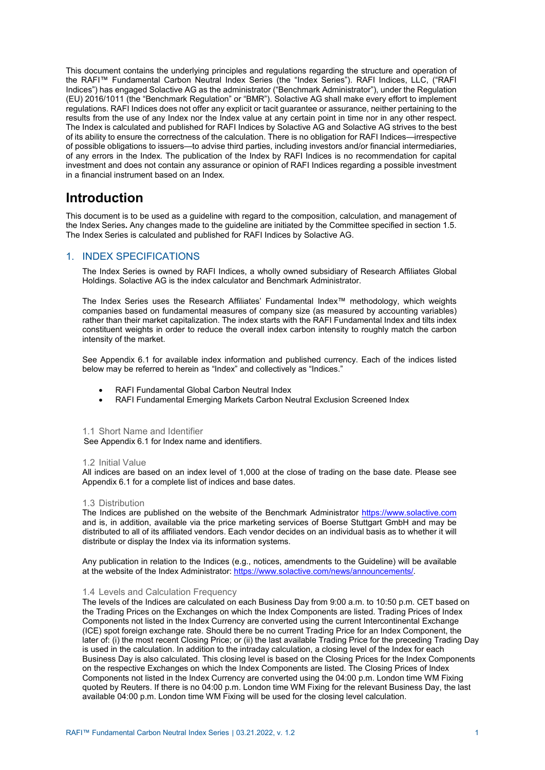This document contains the underlying principles and regulations regarding the structure and operation of the RAFI™ Fundamental Carbon Neutral Index Series (the "Index Series"). RAFI Indices, LLC, ("RAFI Indices") has engaged Solactive AG as the administrator ("Benchmark Administrator"), under the Regulation (EU) 2016/1011 (the "Benchmark Regulation" or "BMR"). Solactive AG shall make every effort to implement regulations. RAFI Indices does not offer any explicit or tacit guarantee or assurance, neither pertaining to the results from the use of any Index nor the Index value at any certain point in time nor in any other respect. The Index is calculated and published for RAFI Indices by Solactive AG and Solactive AG strives to the best of its ability to ensure the correctness of the calculation. There is no obligation for RAFI Indices—irrespective of possible obligations to issuers—to advise third parties, including investors and/or financial intermediaries, of any errors in the Index. The publication of the Index by RAFI Indices is no recommendation for capital investment and does not contain any assurance or opinion of RAFI Indices regarding a possible investment in a financial instrument based on an Index.

# Introduction

This document is to be used as a guideline with regard to the composition, calculation, and management of the Index Series. Any changes made to the guideline are initiated by the Committee specified in section 1.5. The Index Series is calculated and published for RAFI Indices by Solactive AG.

## 1. INDEX SPECIFICATIONS

The Index Series is owned by RAFI Indices, a wholly owned subsidiary of Research Affiliates Global Holdings. Solactive AG is the index calculator and Benchmark Administrator.

The Index Series uses the Research Affiliates' Fundamental Index™ methodology, which weights companies based on fundamental measures of company size (as measured by accounting variables) rather than their market capitalization. The index starts with the RAFI Fundamental Index and tilts index constituent weights in order to reduce the overall index carbon intensity to roughly match the carbon intensity of the market.

See Appendix 6.1 for available index information and published currency. Each of the indices listed below may be referred to herein as "Index" and collectively as "Indices."

- RAFI Fundamental Global Carbon Neutral Index
- RAFI Fundamental Emerging Markets Carbon Neutral Exclusion Screened Index

### 1.1 Short Name and Identifier

See Appendix 6.1 for Index name and identifiers.

### 1.2 Initial Value

All indices are based on an index level of 1,000 at the close of trading on the base date. Please see Appendix 6.1 for a complete list of indices and base dates.

### 1.3 Distribution

The Indices are published on the website of the Benchmark Administrator https://www.solactive.com and is, in addition, available via the price marketing services of Boerse Stuttgart GmbH and may be distributed to all of its affiliated vendors. Each vendor decides on an individual basis as to whether it will distribute or display the Index via its information systems.

Any publication in relation to the Indices (e.g., notices, amendments to the Guideline) will be available at the website of the Index Administrator: https://www.solactive.com/news/announcements/.

### 1.4 Levels and Calculation Frequency

The levels of the Indices are calculated on each Business Day from 9:00 a.m. to 10:50 p.m. CET based on the Trading Prices on the Exchanges on which the Index Components are listed. Trading Prices of Index Components not listed in the Index Currency are converted using the current Intercontinental Exchange (ICE) spot foreign exchange rate. Should there be no current Trading Price for an Index Component, the later of: (i) the most recent Closing Price; or (ii) the last available Trading Price for the preceding Trading Day is used in the calculation. In addition to the intraday calculation, a closing level of the Index for each Business Day is also calculated. This closing level is based on the Closing Prices for the Index Components on the respective Exchanges on which the Index Components are listed. The Closing Prices of Index Components not listed in the Index Currency are converted using the 04:00 p.m. London time WM Fixing quoted by Reuters. If there is no 04:00 p.m. London time WM Fixing for the relevant Business Day, the last available 04:00 p.m. London time WM Fixing will be used for the closing level calculation.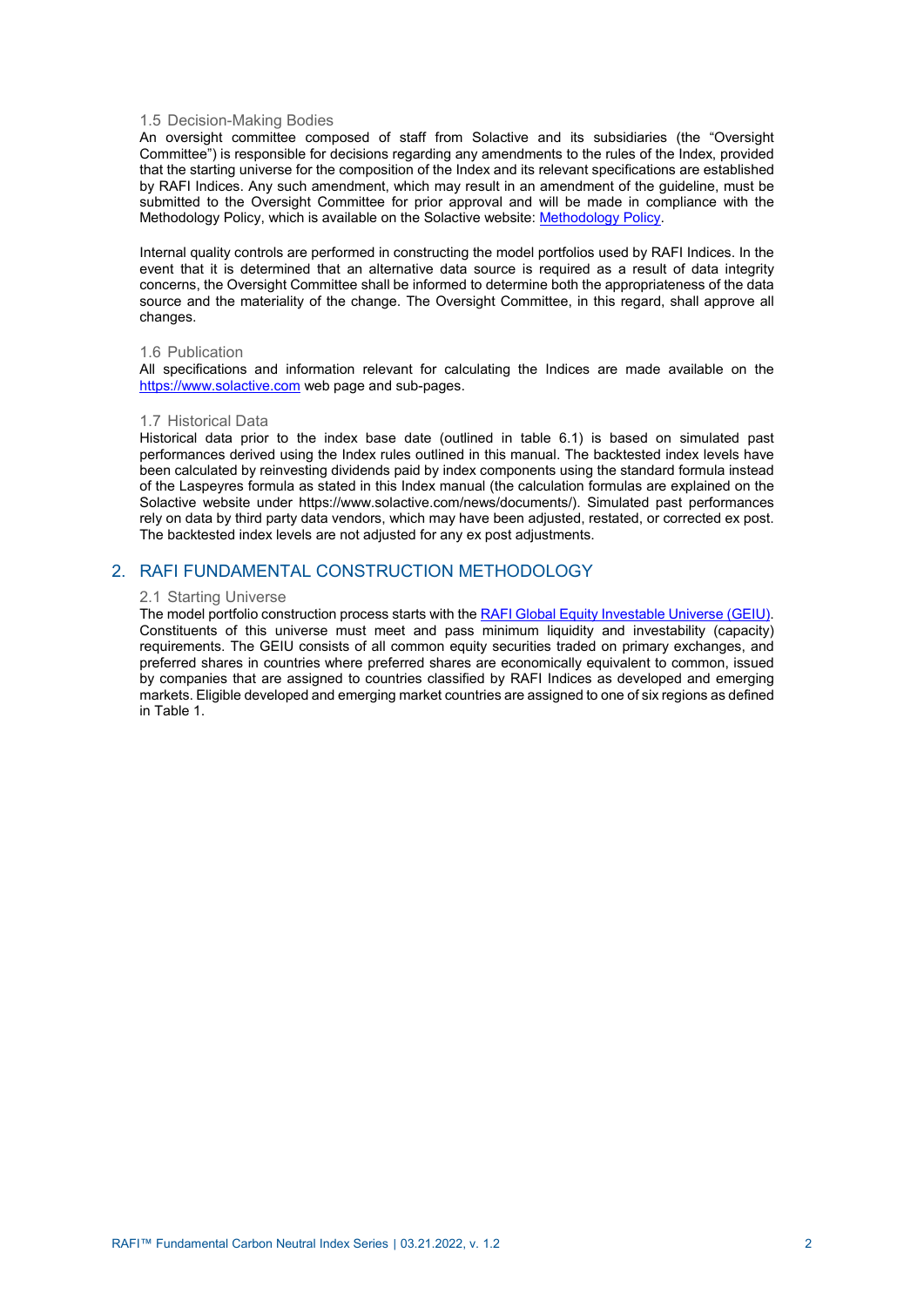### 1.5 Decision-Making Bodies

An oversight committee composed of staff from Solactive and its subsidiaries (the "Oversight Committee") is responsible for decisions regarding any amendments to the rules of the Index, provided that the starting universe for the composition of the Index and its relevant specifications are established by RAFI Indices. Any such amendment, which may result in an amendment of the guideline, must be submitted to the Oversight Committee for prior approval and will be made in compliance with the Methodology Policy, which is available on the Solactive website: [Methodology Policy](Methodology Policy).

Internal quality controls are performed in constructing the model portfolios used by RAFI Indices. In the event that it is determined that an alternative data source is required as a result of data integrity concerns, the Oversight Committee shall be informed to determine both the appropriateness of the data source and the materiality of the change. The Oversight Committee, in this regard, shall approve all changes.

### 1.6 Publication

All specifications and information relevant for calculating the Indices are made available on the [https://www.solactive.com](https://www.solactive.com) web page and sub-pages.

### 1.7 Historical Data

Historical data prior to the index base date (outlined in table 6.1) is based on simulated past performances derived using the Index rules outlined in this manual. The backtested index levels have been calculated by reinvesting dividends paid by index components using the standard formula instead of the Laspeyres formula as stated in this Index manual (the calculation formulas are explained on the Solactive website under https://www.solactive.com/news/documents/). Simulated past performances rely on data by third party data vendors, which may have been adjusted, restated, or corrected ex post. The backtested index levels are not adjusted for any ex post adjustments.

## 2. RAFI FUNDAMENTAL CONSTRUCTION METHODOLOGY

### 2.1 Starting Universe

The model portfolio construction process starts with the [RAFI Global Equity Investable Universe (GEIU)](RAFI Global Equity Investable Universe (GEIU)). Constituents of this universe must meet and pass minimum liquidity and investability (capacity) requirements. The GEIU consists of all common equity securities traded on primary exchanges, and preferred shares in countries where preferred shares are economically equivalent to common, issued by companies that are assigned to countries classified by RAFI Indices as developed and emerging markets. Eligible developed and emerging market countries are assigned to one of six regions as defined in Table 1.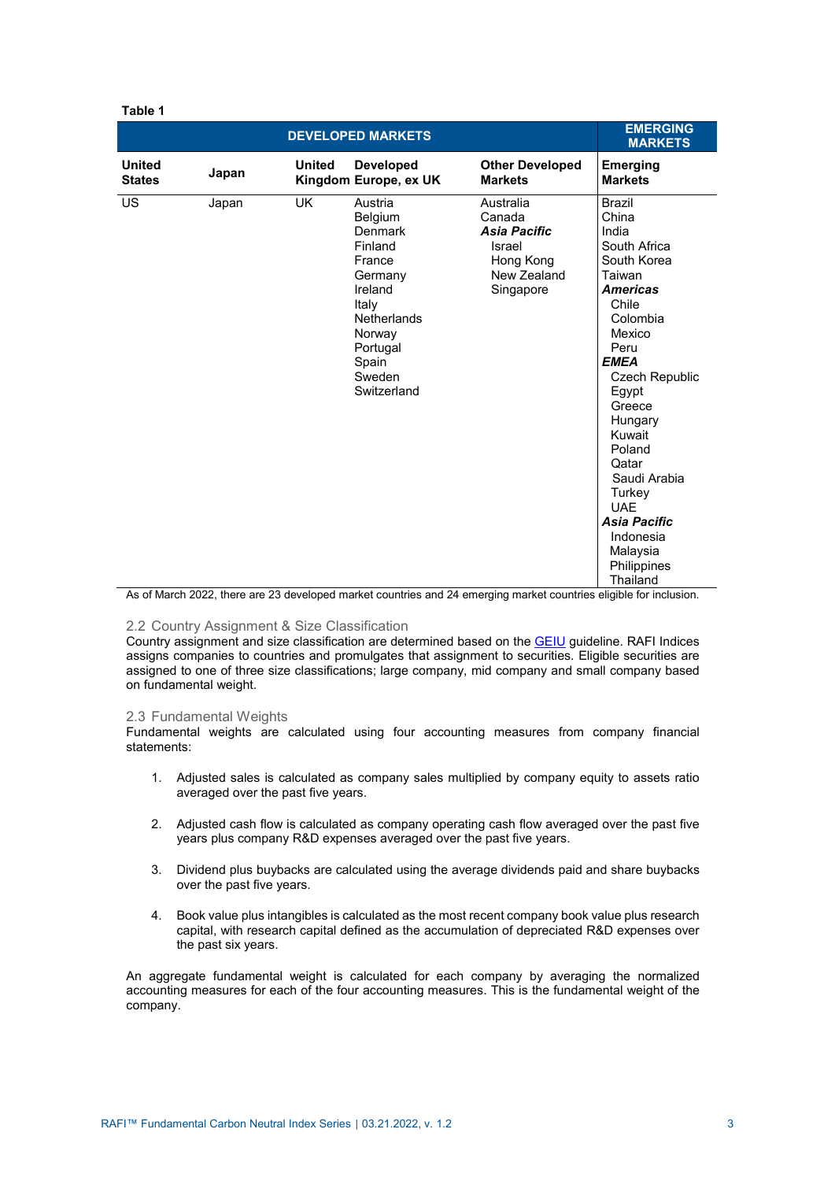**Table 1**

| DEVELOPED MARKETS | | | | | EMERGING MARKETS |
|---|---|---|---|---|---|
| **United States** | **Japan** | **United Kingdom** | **Developed Europe, ex UK** | **Other Developed Markets** | **Emerging Markets** |
| US | Japan | UK | Austria | Australia | Brazil |
| | | | Belgium | Canada | China |
| | | | Denmark | ***Asia Pacific*** | India |
| | | | Finland | Israel | South Africa |
| | | | France | Hong Kong | South Korea |
| | | | Germany | New Zealand | Taiwan |
| | | | Ireland | Singapore | ***Americas*** |
| | | | Italy | | Chile |
| | | | Netherlands | | Colombia |
| | | | Norway | | Mexico |
| | | | Portugal | | Peru |
| | | | Spain | | ***EMEA*** |
| | | | Sweden | | Czech Republic |
| | | | Switzerland | | Egypt |
| | | | | | Greece |
| | | | | | Hungary |
| | | | | | Kuwait |
| | | | | | Poland |
| | | | | | Qatar |
| | | | | | Saudi Arabia |
| | | | | | Turkey |
| | | | | | UAE |
| | | | | | ***Asia Pacific*** |
| | | | | | Indonesia |
| | | | | | Malaysia |
| | | | | | Philippines |
| | | | | | Thailand |

As of March 2022, there are 23 developed market countries and 24 emerging market countries eligible for inclusion.

## 2.2 Country Assignment & Size Classification

Country assignment and size classification are determined based on the GEIU guideline. RAFI Indices assigns companies to countries and promulgates that assignment to securities. Eligible securities are assigned to one of three size classifications; large company, mid company and small company based on fundamental weight.

## 2.3 Fundamental Weights

Fundamental weights are calculated using four accounting measures from company financial statements:

1. Adjusted sales is calculated as company sales multiplied by company equity to assets ratio averaged over the past five years.

2. Adjusted cash flow is calculated as company operating cash flow averaged over the past five years plus company R&D expenses averaged over the past five years.

3. Dividend plus buybacks are calculated using the average dividends paid and share buybacks over the past five years.

4. Book value plus intangibles is calculated as the most recent company book value plus research capital, with research capital defined as the accumulation of depreciated R&D expenses over the past six years.

An aggregate fundamental weight is calculated for each company by averaging the normalized accounting measures for each of the four accounting measures. This is the fundamental weight of the company.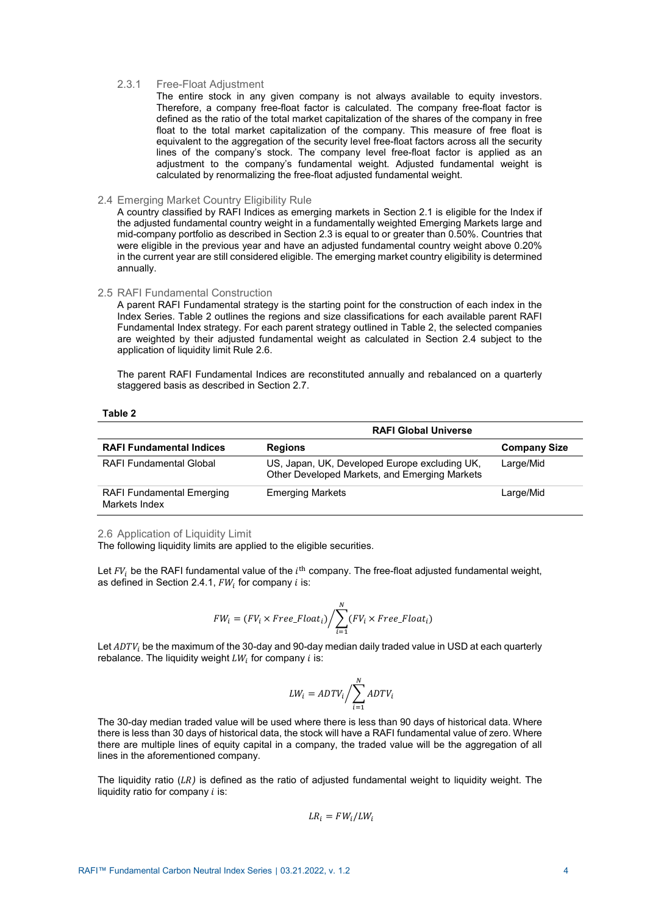#### 2.3.1 Free-Float Adjustment

The entire stock in any given company is not always available to equity investors. Therefore, a company free-float factor is calculated. The company free-float factor is defined as the ratio of the total market capitalization of the shares of the company in free float to the total market capitalization of the company. This measure of free float is equivalent to the aggregation of the security level free-float factors across all the security lines of the company's stock. The company level free-float factor is applied as an adjustment to the company's fundamental weight. Adjusted fundamental weight is calculated by renormalizing the free-float adjusted fundamental weight.

### 2.4 Emerging Market Country Eligibility Rule

A country classified by RAFI Indices as emerging markets in Section 2.1 is eligible for the Index if the adjusted fundamental country weight in a fundamentally weighted Emerging Markets large and mid-company portfolio as described in Section 2.3 is equal to or greater than 0.50%. Countries that were eligible in the previous year and have an adjusted fundamental country weight above 0.20% in the current year are still considered eligible. The emerging market country eligibility is determined annually.

### 2.5 RAFI Fundamental Construction

A parent RAFI Fundamental strategy is the starting point for the construction of each index in the Index Series. Table 2 outlines the regions and size classifications for each available parent RAFI Fundamental Index strategy. For each parent strategy outlined in Table 2, the selected companies are weighted by their adjusted fundamental weight as calculated in Section 2.4 subject to the application of liquidity limit Rule 2.6.

The parent RAFI Fundamental Indices are reconstituted annually and rebalanced on a quarterly staggered basis as described in Section 2.7.

**Table 2**

| | RAFI Global Universe | |
|---|---|---|
| **RAFI Fundamental Indices** | **Regions** | **Company Size** |
| RAFI Fundamental Global | US, Japan, UK, Developed Europe excluding UK, Other Developed Markets, and Emerging Markets | Large/Mid |
| RAFI Fundamental Emerging Markets Index | Emerging Markets | Large/Mid |

### 2.6 Application of Liquidity Limit

The following liquidity limits are applied to the eligible securities.

Let $FV_i$ be the RAFI fundamental value of the $i^{\text{th}}$ company. The free-float adjusted fundamental weight, as defined in Section 2.4.1, $FW_i$ for company $i$ is:

$$FW_i = (FV_i \times Free\_Float_i) \Big/ \sum_{i=1}^{N} (FV_i \times Free\_Float_i)$$

Let $ADTV_i$ be the maximum of the 30-day and 90-day median daily traded value in USD at each quarterly rebalance. The liquidity weight $LW_i$ for company $i$ is:

$$LW_i = ADTV_i \Big/ \sum_{i=1}^{N} ADTV_i$$

The 30-day median traded value will be used where there is less than 90 days of historical data. Where there is less than 30 days of historical data, the stock will have a RAFI fundamental value of zero. Where there are multiple lines of equity capital in a company, the traded value will be the aggregation of all lines in the aforementioned company.

The liquidity ratio $(LR)$ is defined as the ratio of adjusted fundamental weight to liquidity weight. The liquidity ratio for company $i$ is:

$$LR_i = FW_i / LW_i$$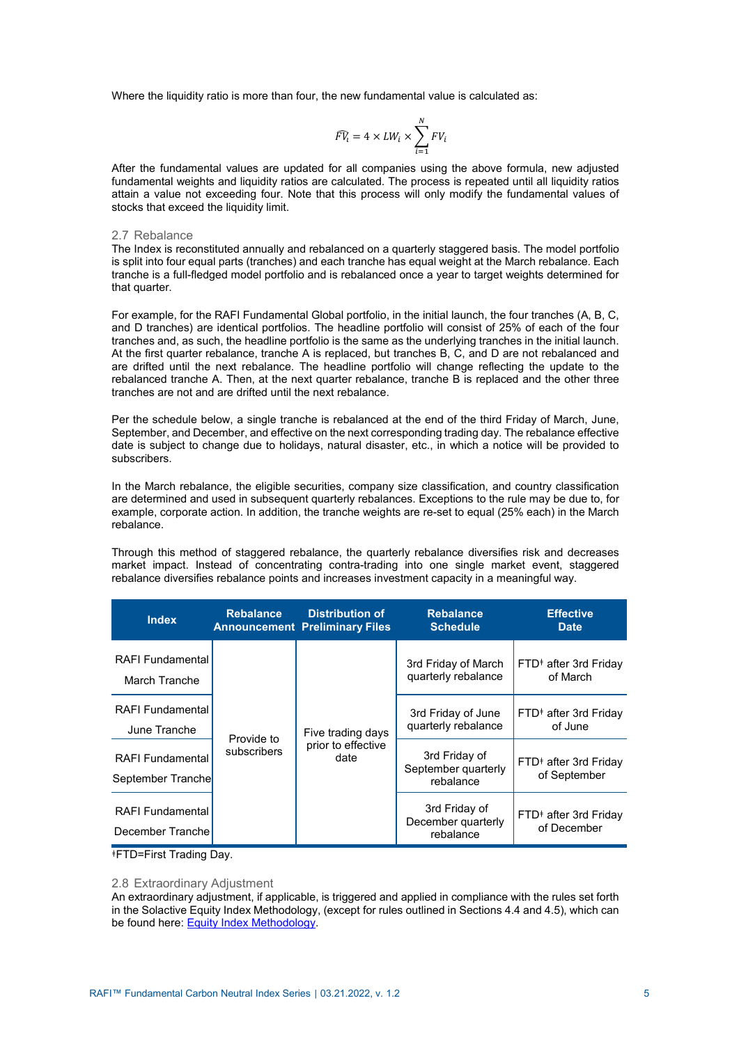Where the liquidity ratio is more than four, the new fundamental value is calculated as:

$$\widehat{FV_i} = 4 \times LW_i \times \sum_{i=1}^{N} FV_i$$

After the fundamental values are updated for all companies using the above formula, new adjusted fundamental weights and liquidity ratios are calculated. The process is repeated until all liquidity ratios attain a value not exceeding four. Note that this process will only modify the fundamental values of stocks that exceed the liquidity limit.

## 2.7 Rebalance

The Index is reconstituted annually and rebalanced on a quarterly staggered basis. The model portfolio is split into four equal parts (tranches) and each tranche has equal weight at the March rebalance. Each tranche is a full-fledged model portfolio and is rebalanced once a year to target weights determined for that quarter.

For example, for the RAFI Fundamental Global portfolio, in the initial launch, the four tranches (A, B, C, and D tranches) are identical portfolios. The headline portfolio will consist of 25% of each of the four tranches and, as such, the headline portfolio is the same as the underlying tranches in the initial launch. At the first quarter rebalance, tranche A is replaced, but tranches B, C, and D are not rebalanced and are drifted until the next rebalance. The headline portfolio will change reflecting the update to the rebalanced tranche A. Then, at the next quarter rebalance, tranche B is replaced and the other three tranches are not and are drifted until the next rebalance.

Per the schedule below, a single tranche is rebalanced at the end of the third Friday of March, June, September, and December, and effective on the next corresponding trading day. The rebalance effective date is subject to change due to holidays, natural disaster, etc., in which a notice will be provided to subscribers.

In the March rebalance, the eligible securities, company size classification, and country classification are determined and used in subsequent quarterly rebalances. Exceptions to the rule may be due to, for example, corporate action. In addition, the tranche weights are re-set to equal (25% each) in the March rebalance.

Through this method of staggered rebalance, the quarterly rebalance diversifies risk and decreases market impact. Instead of concentrating contra-trading into one single market event, staggered rebalance diversifies rebalance points and increases investment capacity in a meaningful way.

| Index | Rebalance Announcement | Distribution of Preliminary Files | Rebalance Schedule | Effective Date |
|---|---|---|---|---|
| RAFI Fundamental March Tranche | Provide to subscribers | Five trading days prior to effective date | 3rd Friday of March quarterly rebalance | FTD[ǂ] after 3rd Friday of March |
| RAFI Fundamental June Tranche | | | 3rd Friday of June quarterly rebalance | FTD[ǂ] after 3rd Friday of June |
| RAFI Fundamental September Tranche | | | 3rd Friday of September quarterly rebalance | FTD[ǂ] after 3rd Friday of September |
| RAFI Fundamental December Tranche | | | 3rd Friday of December quarterly rebalance | FTD[ǂ] after 3rd Friday of December |

ǂFTD=First Trading Day.

## 2.8 Extraordinary Adjustment

An extraordinary adjustment, if applicable, is triggered and applied in compliance with the rules set forth in the Solactive Equity Index Methodology, (except for rules outlined in Sections 4.4 and 4.5), which can be found here: Equity Index Methodology.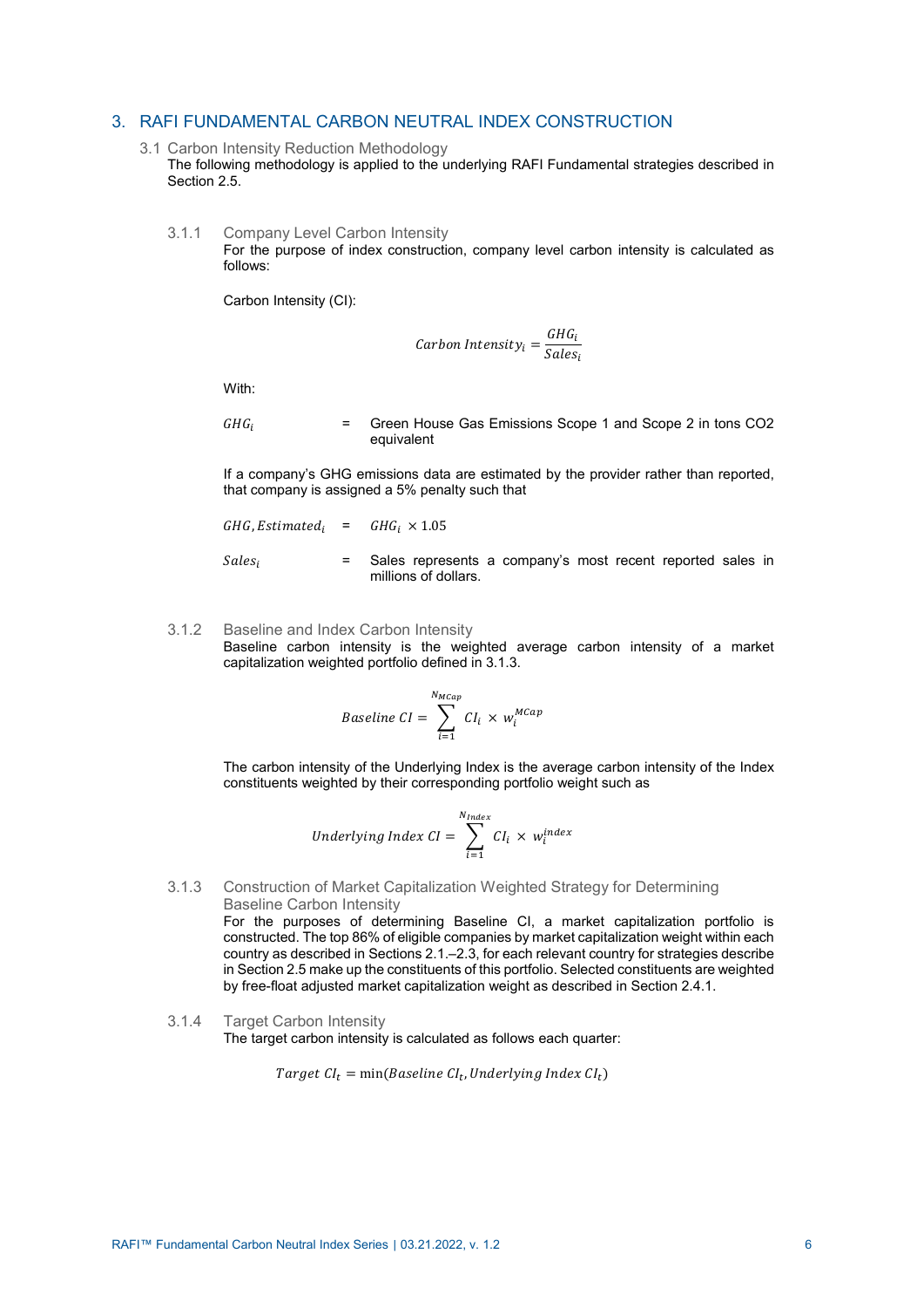# 3. RAFI FUNDAMENTAL CARBON NEUTRAL INDEX CONSTRUCTION

## 3.1 Carbon Intensity Reduction Methodology

The following methodology is applied to the underlying RAFI Fundamental strategies described in Section 2.5.

### 3.1.1 Company Level Carbon Intensity

For the purpose of index construction, company level carbon intensity is calculated as follows:

Carbon Intensity (CI):

$$Carbon\ Intensity_i = \frac{GHG_i}{Sales_i}$$

With:

$GHG_i$ = Green House Gas Emissions Scope 1 and Scope 2 in tons CO2 equivalent

If a company's GHG emissions data are estimated by the provider rather than reported, that company is assigned a 5% penalty such that

$GHG, Estimated_i$ = $GHG_i \times 1.05$

$Sales_i$ = Sales represents a company's most recent reported sales in millions of dollars.

### 3.1.2 Baseline and Index Carbon Intensity

Baseline carbon intensity is the weighted average carbon intensity of a market capitalization weighted portfolio defined in 3.1.3.

$$Baseline\ CI = \sum_{i=1}^{N_{MCap}} CI_i \times w_i^{MCap}$$

The carbon intensity of the Underlying Index is the average carbon intensity of the Index constituents weighted by their corresponding portfolio weight such as

$$Underlying\ Index\ CI = \sum_{i=1}^{N_{Index}} CI_i \times w_i^{index}$$

### 3.1.3 Construction of Market Capitalization Weighted Strategy for Determining Baseline Carbon Intensity

For the purposes of determining Baseline CI, a market capitalization portfolio is constructed. The top 86% of eligible companies by market capitalization weight within each country as described in Sections 2.1.–2.3, for each relevant country for strategies describe in Section 2.5 make up the constituents of this portfolio. Selected constituents are weighted by free-float adjusted market capitalization weight as described in Section 2.4.1.

### 3.1.4 Target Carbon Intensity

The target carbon intensity is calculated as follows each quarter:

$$Target\ CI_t = \min(Baseline\ CI_t, Underlying\ Index\ CI_t)$$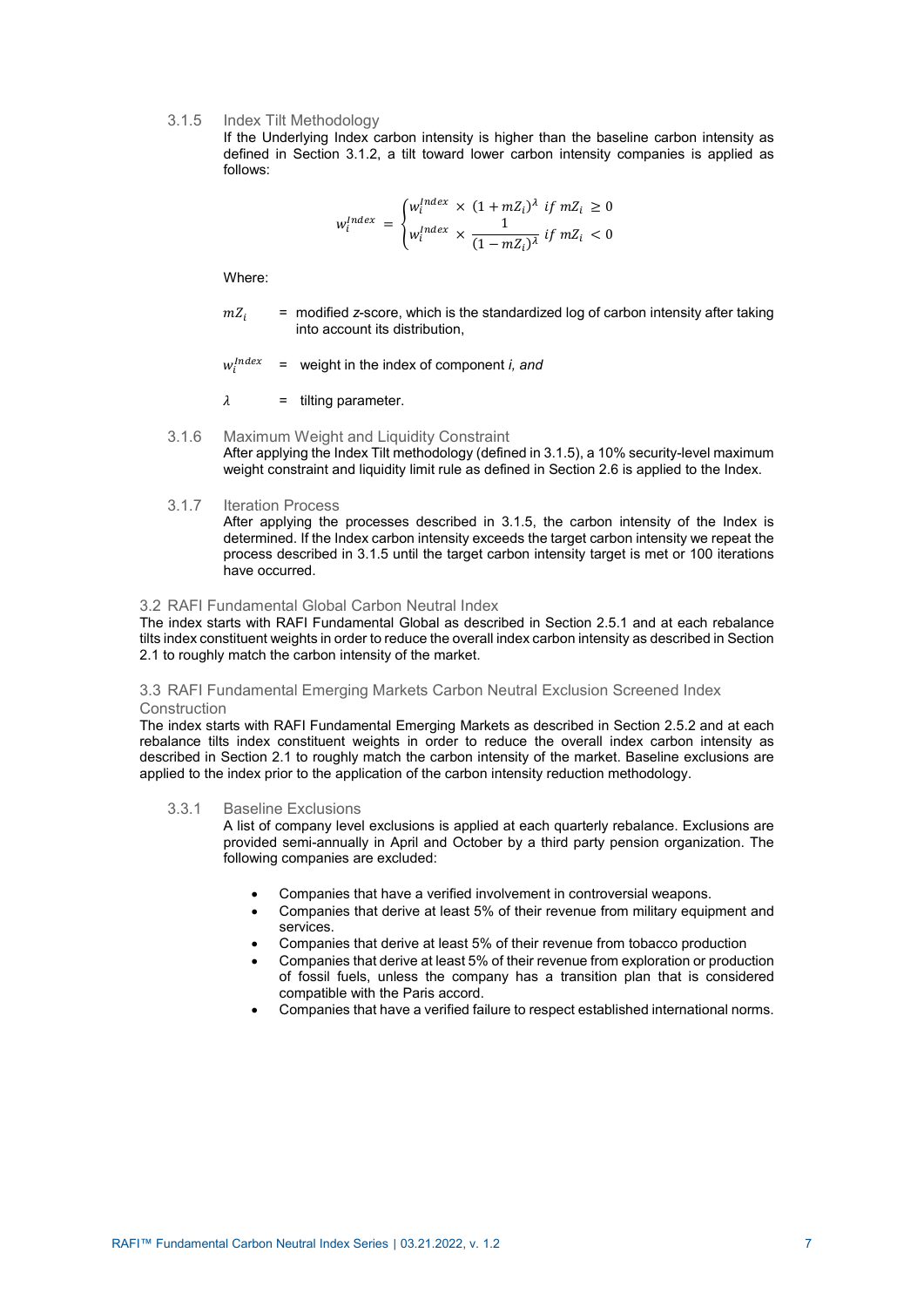### 3.1.5 Index Tilt Methodology

If the Underlying Index carbon intensity is higher than the baseline carbon intensity as defined in Section 3.1.2, a tilt toward lower carbon intensity companies is applied as follows:

$$w_i^{Index} = \begin{cases} w_i^{Index} \times (1 + mZ_i)^{\lambda} & if\ mZ_i \geq 0 \\ w_i^{Index} \times \dfrac{1}{(1 - mZ_i)^{\lambda}} & if\ mZ_i < 0 \end{cases}$$

Where:

$mZ_i$ = modified z-score, which is the standardized log of carbon intensity after taking into account its distribution,

$w_i^{Index}$ = weight in the index of component *i, and*

$\lambda$ = tilting parameter.

### 3.1.6 Maximum Weight and Liquidity Constraint

After applying the Index Tilt methodology (defined in 3.1.5), a 10% security-level maximum weight constraint and liquidity limit rule as defined in Section 2.6 is applied to the Index.

### 3.1.7 Iteration Process

After applying the processes described in 3.1.5, the carbon intensity of the Index is determined. If the Index carbon intensity exceeds the target carbon intensity we repeat the process described in 3.1.5 until the target carbon intensity target is met or 100 iterations have occurred.

## 3.2 RAFI Fundamental Global Carbon Neutral Index

The index starts with RAFI Fundamental Global as described in Section 2.5.1 and at each rebalance tilts index constituent weights in order to reduce the overall index carbon intensity as described in Section 2.1 to roughly match the carbon intensity of the market.

## 3.3 RAFI Fundamental Emerging Markets Carbon Neutral Exclusion Screened Index Construction

The index starts with RAFI Fundamental Emerging Markets as described in Section 2.5.2 and at each rebalance tilts index constituent weights in order to reduce the overall index carbon intensity as described in Section 2.1 to roughly match the carbon intensity of the market. Baseline exclusions are applied to the index prior to the application of the carbon intensity reduction methodology.

### 3.3.1 Baseline Exclusions

A list of company level exclusions is applied at each quarterly rebalance. Exclusions are provided semi-annually in April and October by a third party pension organization. The following companies are excluded:

- Companies that have a verified involvement in controversial weapons.
- Companies that derive at least 5% of their revenue from military equipment and services.
- Companies that derive at least 5% of their revenue from tobacco production
- Companies that derive at least 5% of their revenue from exploration or production of fossil fuels, unless the company has a transition plan that is considered compatible with the Paris accord.
- Companies that have a verified failure to respect established international norms.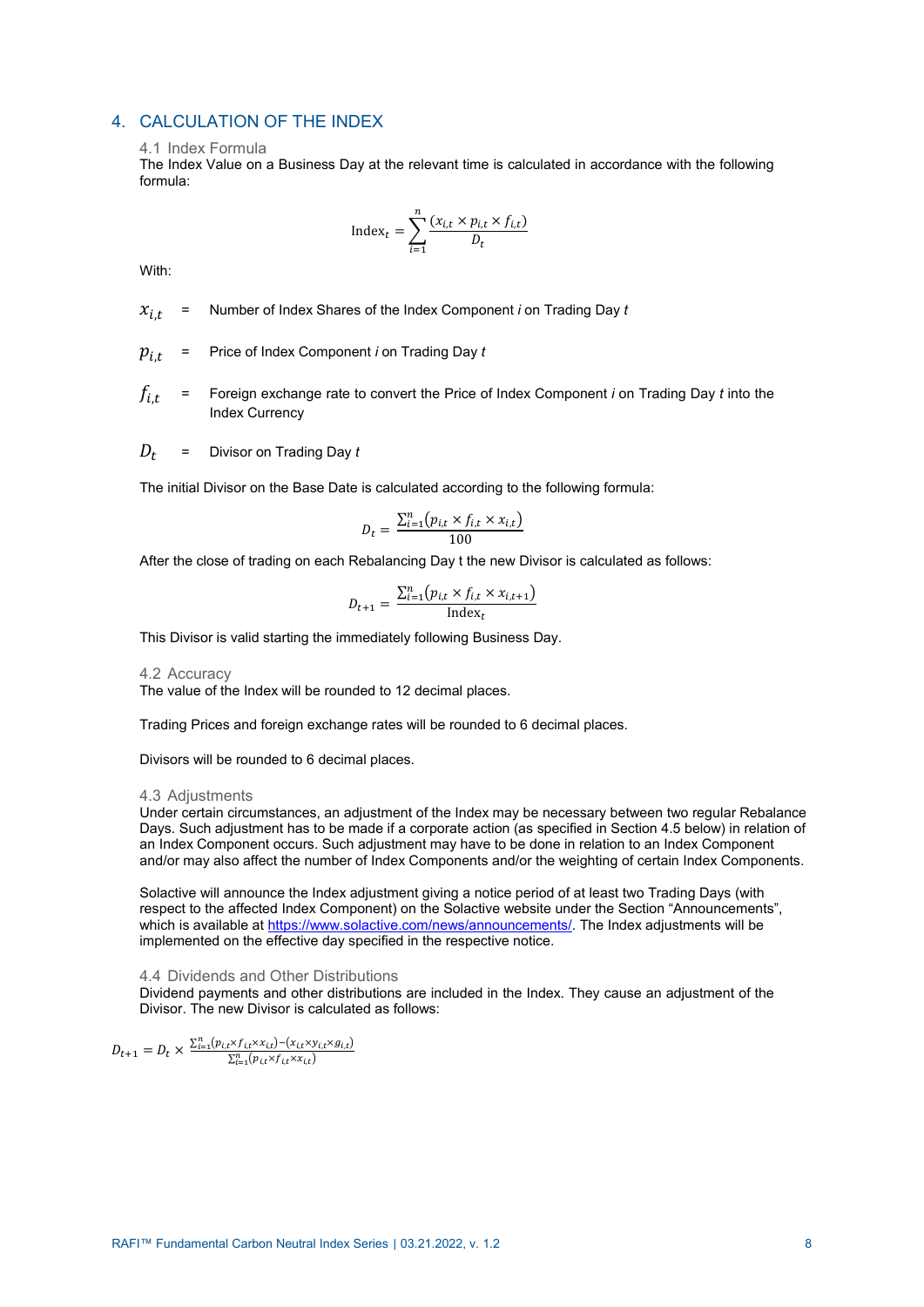## 4. CALCULATION OF THE INDEX

### 4.1 Index Formula

The Index Value on a Business Day at the relevant time is calculated in accordance with the following formula:

$$\text{Index}_t = \sum_{i=1}^{n} \frac{(x_{i,t} \times p_{i,t} \times f_{i,t})}{D_t}$$

With:

$x_{i,t}$ = Number of Index Shares of the Index Component *i* on Trading Day *t*

$p_{i,t}$ = Price of Index Component *i* on Trading Day *t*

$f_{i,t}$ = Foreign exchange rate to convert the Price of Index Component *i* on Trading Day *t* into the Index Currency

$D_t$ = Divisor on Trading Day *t*

The initial Divisor on the Base Date is calculated according to the following formula:

$$D_t = \frac{\sum_{i=1}^{n}(p_{i,t} \times f_{i,t} \times x_{i,t})}{100}$$

After the close of trading on each Rebalancing Day t the new Divisor is calculated as follows:

$$D_{t+1} = \frac{\sum_{i=1}^{n}(p_{i,t} \times f_{i,t} \times x_{i,t+1})}{\text{Index}_t}$$

This Divisor is valid starting the immediately following Business Day.

### 4.2 Accuracy

The value of the Index will be rounded to 12 decimal places.

Trading Prices and foreign exchange rates will be rounded to 6 decimal places.

Divisors will be rounded to 6 decimal places.

### 4.3 Adjustments

Under certain circumstances, an adjustment of the Index may be necessary between two regular Rebalance Days. Such adjustment has to be made if a corporate action (as specified in Section 4.5 below) in relation of an Index Component occurs. Such adjustment may have to be done in relation to an Index Component and/or may also affect the number of Index Components and/or the weighting of certain Index Components.

Solactive will announce the Index adjustment giving a notice period of at least two Trading Days (with respect to the affected Index Component) on the Solactive website under the Section "Announcements", which is available at https://www.solactive.com/news/announcements/. The Index adjustments will be implemented on the effective day specified in the respective notice.

### 4.4 Dividends and Other Distributions

Dividend payments and other distributions are included in the Index. They cause an adjustment of the Divisor. The new Divisor is calculated as follows:

$$D_{t+1} = D_t \times \frac{\sum_{i=1}^{n}(p_{i,t} \times f_{i,t} \times x_{i,t}) - (x_{i,t} \times y_{i,t} \times g_{i,t})}{\sum_{i=1}^{n}(p_{i,t} \times f_{i,t} \times x_{i,t})}$$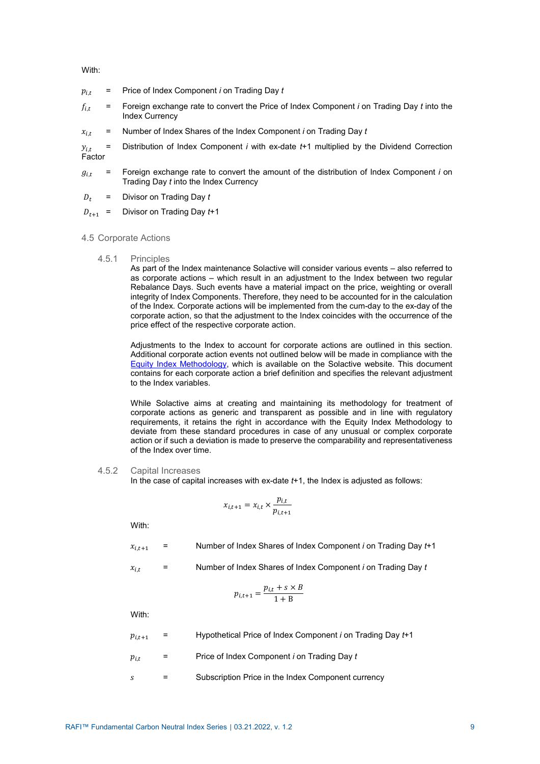With:

$p_{i,t}$ = Price of Index Component *i* on Trading Day *t*

$f_{i,t}$ = Foreign exchange rate to convert the Price of Index Component *i* on Trading Day *t* into the Index Currency

$x_{i,t}$ = Number of Index Shares of the Index Component *i* on Trading Day *t*

$y_{i,t}$ = Distribution of Index Component *i* with ex-date *t*+1 multiplied by the Dividend Correction Factor

$g_{i,t}$ = Foreign exchange rate to convert the amount of the distribution of Index Component *i* on Trading Day *t* into the Index Currency

$D_t$ = Divisor on Trading Day *t*

$D_{t+1}$ = Divisor on Trading Day *t*+1

## 4.5 Corporate Actions

### 4.5.1 Principles

As part of the Index maintenance Solactive will consider various events – also referred to as corporate actions – which result in an adjustment to the Index between two regular Rebalance Days. Such events have a material impact on the price, weighting or overall integrity of Index Components. Therefore, they need to be accounted for in the calculation of the Index. Corporate actions will be implemented from the cum-day to the ex-day of the corporate action, so that the adjustment to the Index coincides with the occurrence of the price effect of the respective corporate action.

Adjustments to the Index to account for corporate actions are outlined in this section. Additional corporate action events not outlined below will be made in compliance with the [Equity Index Methodology](), which is available on the Solactive website. This document contains for each corporate action a brief definition and specifies the relevant adjustment to the Index variables.

While Solactive aims at creating and maintaining its methodology for treatment of corporate actions as generic and transparent as possible and in line with regulatory requirements, it retains the right in accordance with the Equity Index Methodology to deviate from these standard procedures in case of any unusual or complex corporate action or if such a deviation is made to preserve the comparability and representativeness of the Index over time.

### 4.5.2 Capital Increases

In the case of capital increases with ex-date *t*+1, the Index is adjusted as follows:

$$x_{i,t+1} = x_{i,t} \times \frac{p_{i,t}}{p_{i,t+1}}$$

With:

$x_{i,t+1}$ = Number of Index Shares of Index Component *i* on Trading Day *t*+1

$x_{i,t}$ = Number of Index Shares of Index Component *i* on Trading Day *t*

$$p_{i,t+1} = \frac{p_{i,t} + s \times B}{1 + \mathrm{B}}$$

With:

$p_{i,t+1}$ = Hypothetical Price of Index Component *i* on Trading Day *t*+1

$p_{i,t}$ = Price of Index Component *i* on Trading Day *t*

$s$ = Subscription Price in the Index Component currency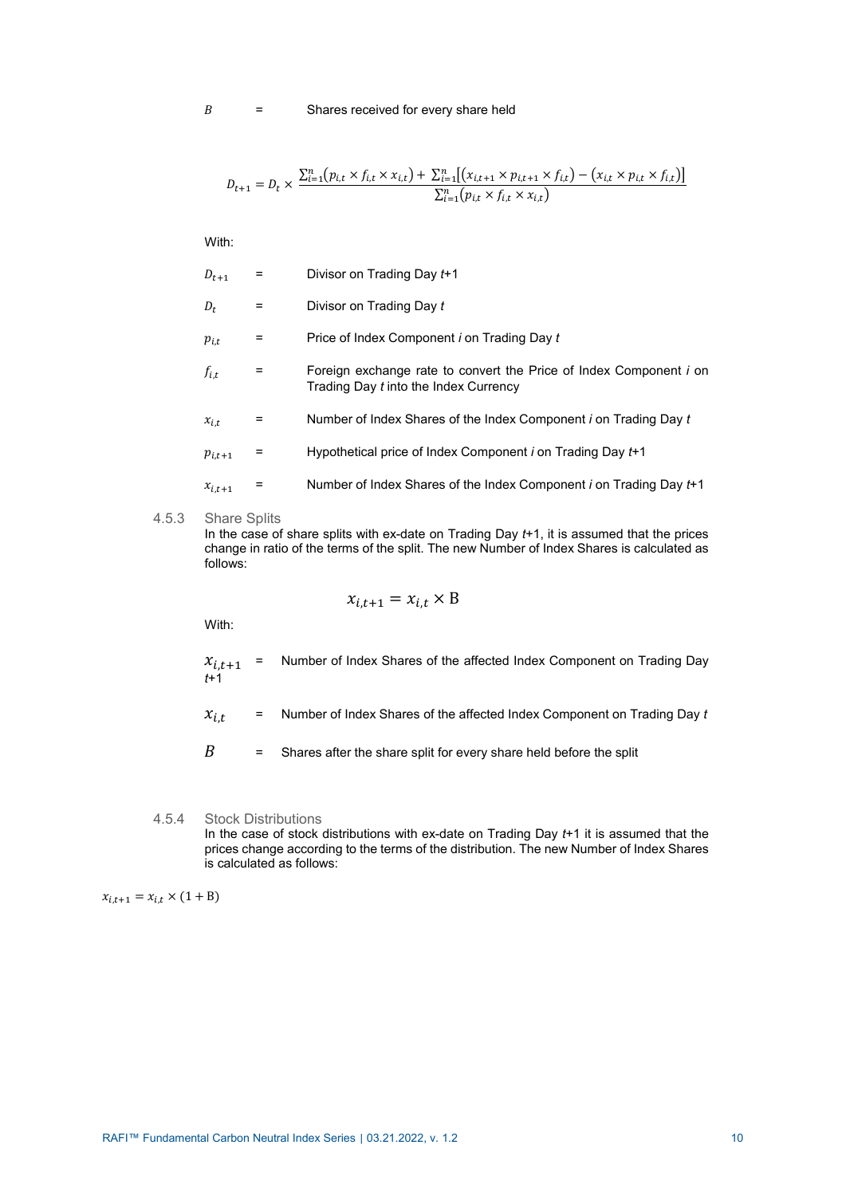$B$ = Shares received for every share held

$$D_{t+1} = D_t \times \frac{\sum_{i=1}^{n}(p_{i,t} \times f_{i,t} \times x_{i,t}) + \sum_{i=1}^{n}[(x_{i,t+1} \times p_{i,t+1} \times f_{i,t}) - (x_{i,t} \times p_{i,t} \times f_{i,t})]}{\sum_{i=1}^{n}(p_{i,t} \times f_{i,t} \times x_{i,t})}$$

With:

$D_{t+1}$ = Divisor on Trading Day *t*+1

$D_t$ = Divisor on Trading Day *t*

$p_{i,t}$ = Price of Index Component *i* on Trading Day *t*

$f_{i,t}$ = Foreign exchange rate to convert the Price of Index Component *i* on Trading Day *t* into the Index Currency

$x_{i,t}$ = Number of Index Shares of the Index Component *i* on Trading Day *t*

$p_{i,t+1}$ = Hypothetical price of Index Component *i* on Trading Day *t*+1

$x_{i,t+1}$ = Number of Index Shares of the Index Component *i* on Trading Day *t*+1

### 4.5.3 Share Splits

In the case of share splits with ex-date on Trading Day *t*+1, it is assumed that the prices change in ratio of the terms of the split. The new Number of Index Shares is calculated as follows:

$$x_{i,t+1} = x_{i,t} \times \mathrm{B}$$

With:

$x_{i,t+1}$ = Number of Index Shares of the affected Index Component on Trading Day *t*+1

$x_{i,t}$ = Number of Index Shares of the affected Index Component on Trading Day *t*

$B$ = Shares after the share split for every share held before the split

### 4.5.4 Stock Distributions

In the case of stock distributions with ex-date on Trading Day *t*+1 it is assumed that the prices change according to the terms of the distribution. The new Number of Index Shares is calculated as follows:

$$x_{i,t+1} = x_{i,t} \times (1 + \mathrm{B})$$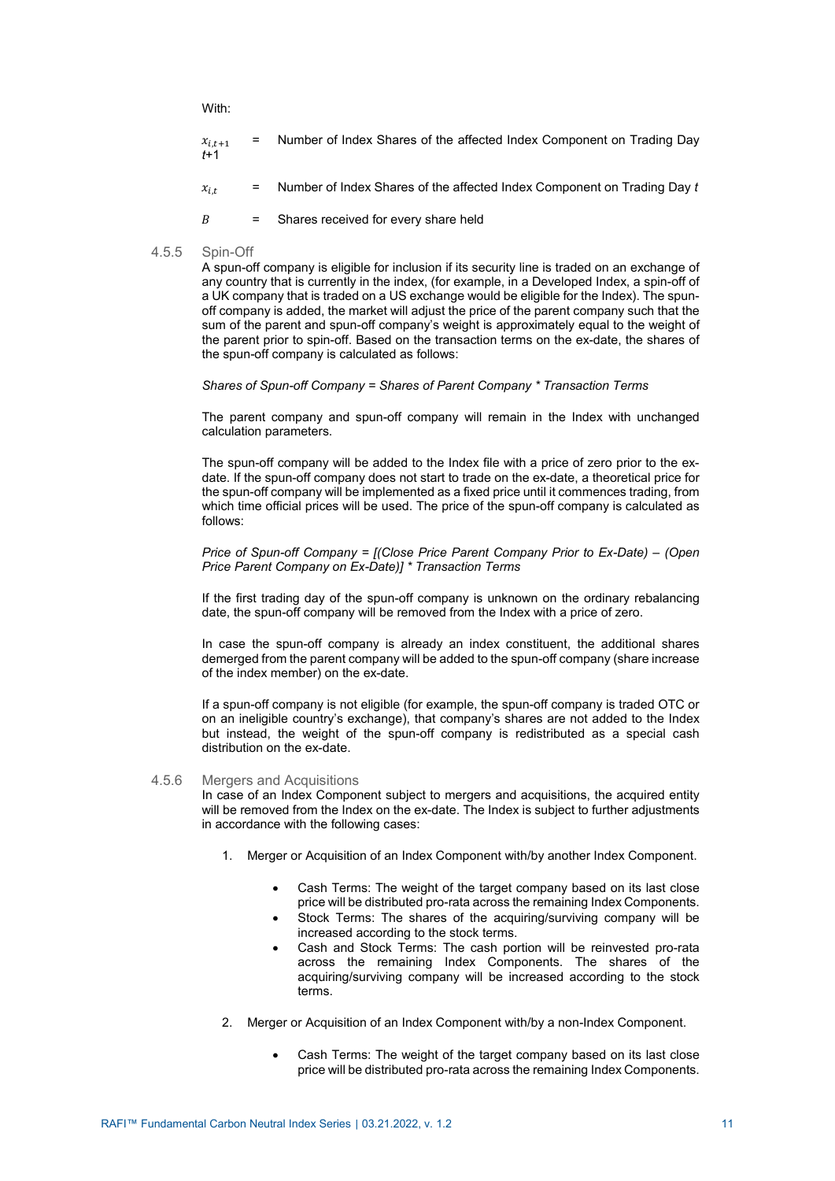With:

$x_{i,t+1}$ = Number of Index Shares of the affected Index Component on Trading Day $t$+1

$x_{i,t}$ = Number of Index Shares of the affected Index Component on Trading Day $t$

$B$ = Shares received for every share held

### 4.5.5 Spin-Off

A spun-off company is eligible for inclusion if its security line is traded on an exchange of any country that is currently in the index, (for example, in a Developed Index, a spin-off of a UK company that is traded on a US exchange would be eligible for the Index). The spun-off company is added, the market will adjust the price of the parent company such that the sum of the parent and spun-off company's weight is approximately equal to the weight of the parent prior to spin-off. Based on the transaction terms on the ex-date, the shares of the spun-off company is calculated as follows:

*Shares of Spun-off Company = Shares of Parent Company * Transaction Terms*

The parent company and spun-off company will remain in the Index with unchanged calculation parameters.

The spun-off company will be added to the Index file with a price of zero prior to the ex-date. If the spun-off company does not start to trade on the ex-date, a theoretical price for the spun-off company will be implemented as a fixed price until it commences trading, from which time official prices will be used. The price of the spun-off company is calculated as follows:

*Price of Spun-off Company = [(Close Price Parent Company Prior to Ex-Date) – (Open Price Parent Company on Ex-Date)] * Transaction Terms*

If the first trading day of the spun-off company is unknown on the ordinary rebalancing date, the spun-off company will be removed from the Index with a price of zero.

In case the spun-off company is already an index constituent, the additional shares demerged from the parent company will be added to the spun-off company (share increase of the index member) on the ex-date.

If a spun-off company is not eligible (for example, the spun-off company is traded OTC or on an ineligible country's exchange), that company's shares are not added to the Index but instead, the weight of the spun-off company is redistributed as a special cash distribution on the ex-date.

### 4.5.6 Mergers and Acquisitions

In case of an Index Component subject to mergers and acquisitions, the acquired entity will be removed from the Index on the ex-date. The Index is subject to further adjustments in accordance with the following cases:

1. Merger or Acquisition of an Index Component with/by another Index Component.
   - Cash Terms: The weight of the target company based on its last close price will be distributed pro-rata across the remaining Index Components.
   - Stock Terms: The shares of the acquiring/surviving company will be increased according to the stock terms.
   - Cash and Stock Terms: The cash portion will be reinvested pro-rata across the remaining Index Components. The shares of the acquiring/surviving company will be increased according to the stock terms.
2. Merger or Acquisition of an Index Component with/by a non-Index Component.
   - Cash Terms: The weight of the target company based on its last close price will be distributed pro-rata across the remaining Index Components.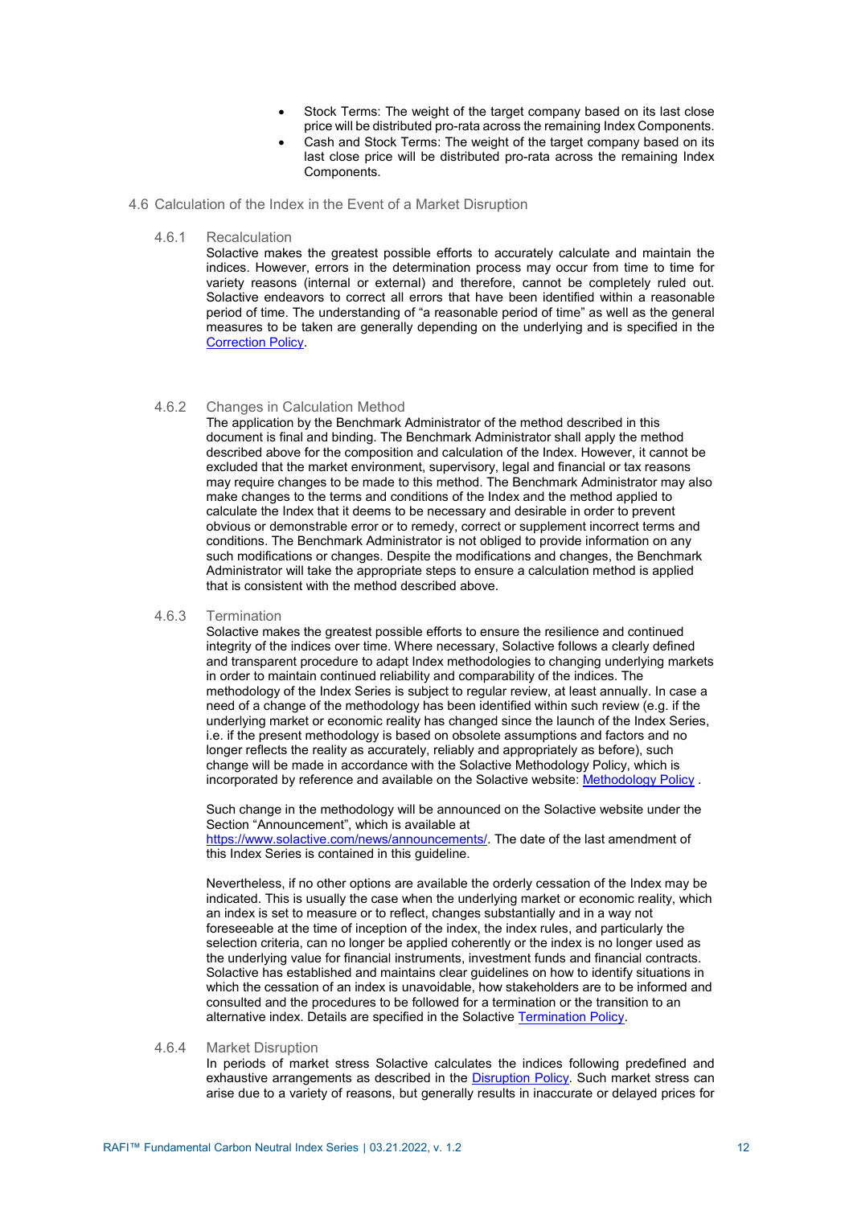- Stock Terms: The weight of the target company based on its last close price will be distributed pro-rata across the remaining Index Components.
- Cash and Stock Terms: The weight of the target company based on its last close price will be distributed pro-rata across the remaining Index Components.

## 4.6 Calculation of the Index in the Event of a Market Disruption

### 4.6.1 Recalculation

Solactive makes the greatest possible efforts to accurately calculate and maintain the indices. However, errors in the determination process may occur from time to time for variety reasons (internal or external) and therefore, cannot be completely ruled out. Solactive endeavors to correct all errors that have been identified within a reasonable period of time. The understanding of "a reasonable period of time" as well as the general measures to be taken are generally depending on the underlying and is specified in the Correction Policy.

### 4.6.2 Changes in Calculation Method

The application by the Benchmark Administrator of the method described in this document is final and binding. The Benchmark Administrator shall apply the method described above for the composition and calculation of the Index. However, it cannot be excluded that the market environment, supervisory, legal and financial or tax reasons may require changes to be made to this method. The Benchmark Administrator may also make changes to the terms and conditions of the Index and the method applied to calculate the Index that it deems to be necessary and desirable in order to prevent obvious or demonstrable error or to remedy, correct or supplement incorrect terms and conditions. The Benchmark Administrator is not obliged to provide information on any such modifications or changes. Despite the modifications and changes, the Benchmark Administrator will take the appropriate steps to ensure a calculation method is applied that is consistent with the method described above.

### 4.6.3 Termination

Solactive makes the greatest possible efforts to ensure the resilience and continued integrity of the indices over time. Where necessary, Solactive follows a clearly defined and transparent procedure to adapt Index methodologies to changing underlying markets in order to maintain continued reliability and comparability of the indices. The methodology of the Index Series is subject to regular review, at least annually. In case a need of a change of the methodology has been identified within such review (e.g. if the underlying market or economic reality has changed since the launch of the Index Series, i.e. if the present methodology is based on obsolete assumptions and factors and no longer reflects the reality as accurately, reliably and appropriately as before), such change will be made in accordance with the Solactive Methodology Policy, which is incorporated by reference and available on the Solactive website: Methodology Policy .

Such change in the methodology will be announced on the Solactive website under the Section "Announcement", which is available at https://www.solactive.com/news/announcements/. The date of the last amendment of this Index Series is contained in this guideline.

Nevertheless, if no other options are available the orderly cessation of the Index may be indicated. This is usually the case when the underlying market or economic reality, which an index is set to measure or to reflect, changes substantially and in a way not foreseeable at the time of inception of the index, the index rules, and particularly the selection criteria, can no longer be applied coherently or the index is no longer used as the underlying value for financial instruments, investment funds and financial contracts. Solactive has established and maintains clear guidelines on how to identify situations in which the cessation of an index is unavoidable, how stakeholders are to be informed and consulted and the procedures to be followed for a termination or the transition to an alternative index. Details are specified in the Solactive Termination Policy.

### 4.6.4 Market Disruption

In periods of market stress Solactive calculates the indices following predefined and exhaustive arrangements as described in the Disruption Policy. Such market stress can arise due to a variety of reasons, but generally results in inaccurate or delayed prices for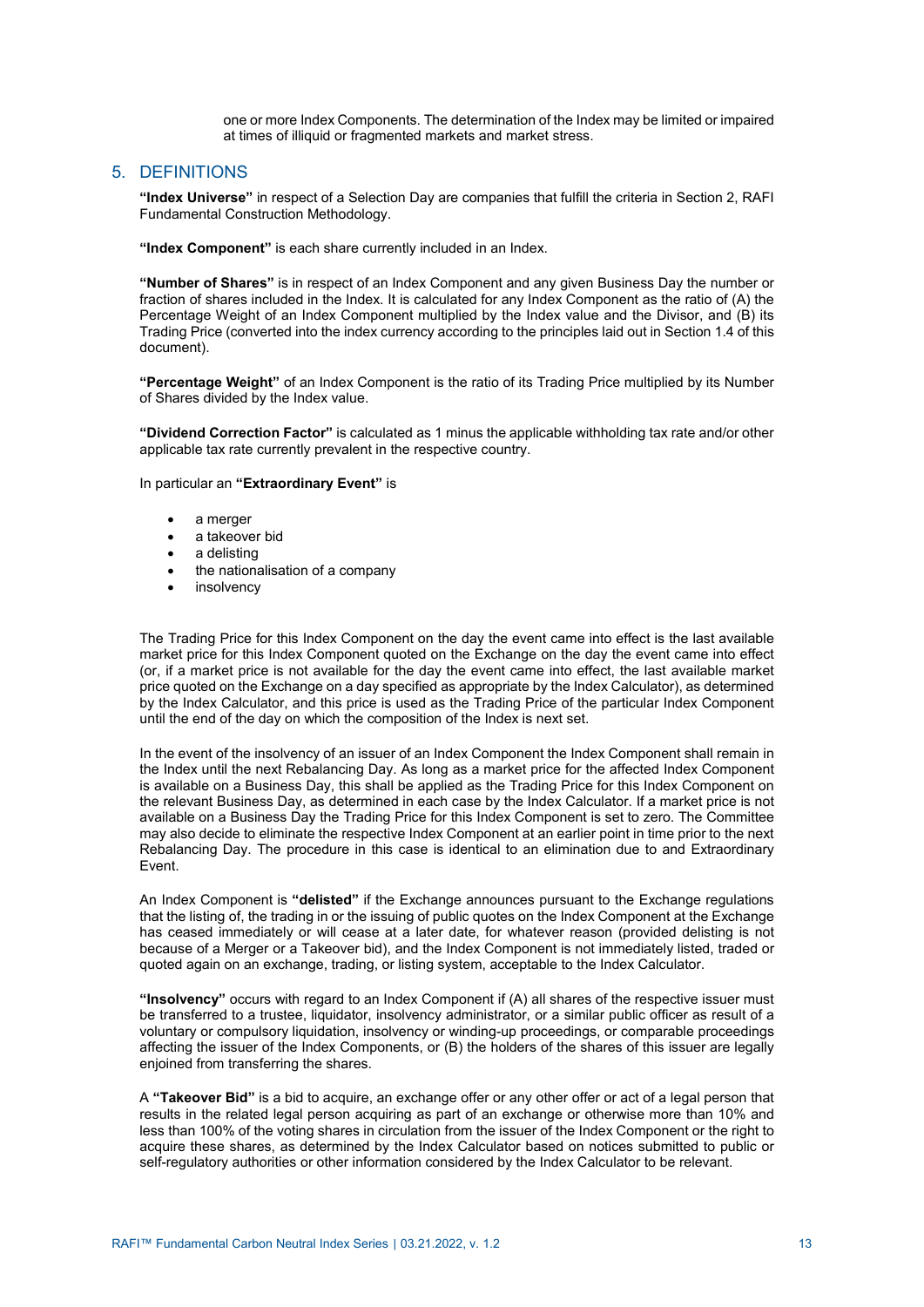one or more Index Components. The determination of the Index may be limited or impaired at times of illiquid or fragmented markets and market stress.

## 5. DEFINITIONS

**"Index Universe"** in respect of a Selection Day are companies that fulfill the criteria in Section 2, RAFI Fundamental Construction Methodology.

**"Index Component"** is each share currently included in an Index.

**"Number of Shares"** is in respect of an Index Component and any given Business Day the number or fraction of shares included in the Index. It is calculated for any Index Component as the ratio of (A) the Percentage Weight of an Index Component multiplied by the Index value and the Divisor, and (B) its Trading Price (converted into the index currency according to the principles laid out in Section 1.4 of this document).

**"Percentage Weight"** of an Index Component is the ratio of its Trading Price multiplied by its Number of Shares divided by the Index value.

**"Dividend Correction Factor"** is calculated as 1 minus the applicable withholding tax rate and/or other applicable tax rate currently prevalent in the respective country.

In particular an **"Extraordinary Event"** is

- a merger
- a takeover bid
- a delisting
- the nationalisation of a company
- insolvency

The Trading Price for this Index Component on the day the event came into effect is the last available market price for this Index Component quoted on the Exchange on the day the event came into effect (or, if a market price is not available for the day the event came into effect, the last available market price quoted on the Exchange on a day specified as appropriate by the Index Calculator), as determined by the Index Calculator, and this price is used as the Trading Price of the particular Index Component until the end of the day on which the composition of the Index is next set.

In the event of the insolvency of an issuer of an Index Component the Index Component shall remain in the Index until the next Rebalancing Day. As long as a market price for the affected Index Component is available on a Business Day, this shall be applied as the Trading Price for this Index Component on the relevant Business Day, as determined in each case by the Index Calculator. If a market price is not available on a Business Day the Trading Price for this Index Component is set to zero. The Committee may also decide to eliminate the respective Index Component at an earlier point in time prior to the next Rebalancing Day. The procedure in this case is identical to an elimination due to and Extraordinary Event.

An Index Component is **"delisted"** if the Exchange announces pursuant to the Exchange regulations that the listing of, the trading in or the issuing of public quotes on the Index Component at the Exchange has ceased immediately or will cease at a later date, for whatever reason (provided delisting is not because of a Merger or a Takeover bid), and the Index Component is not immediately listed, traded or quoted again on an exchange, trading, or listing system, acceptable to the Index Calculator.

**"Insolvency"** occurs with regard to an Index Component if (A) all shares of the respective issuer must be transferred to a trustee, liquidator, insolvency administrator, or a similar public officer as result of a voluntary or compulsory liquidation, insolvency or winding-up proceedings, or comparable proceedings affecting the issuer of the Index Components, or (B) the holders of the shares of this issuer are legally enjoined from transferring the shares.

A **"Takeover Bid"** is a bid to acquire, an exchange offer or any other offer or act of a legal person that results in the related legal person acquiring as part of an exchange or otherwise more than 10% and less than 100% of the voting shares in circulation from the issuer of the Index Component or the right to acquire these shares, as determined by the Index Calculator based on notices submitted to public or self-regulatory authorities or other information considered by the Index Calculator to be relevant.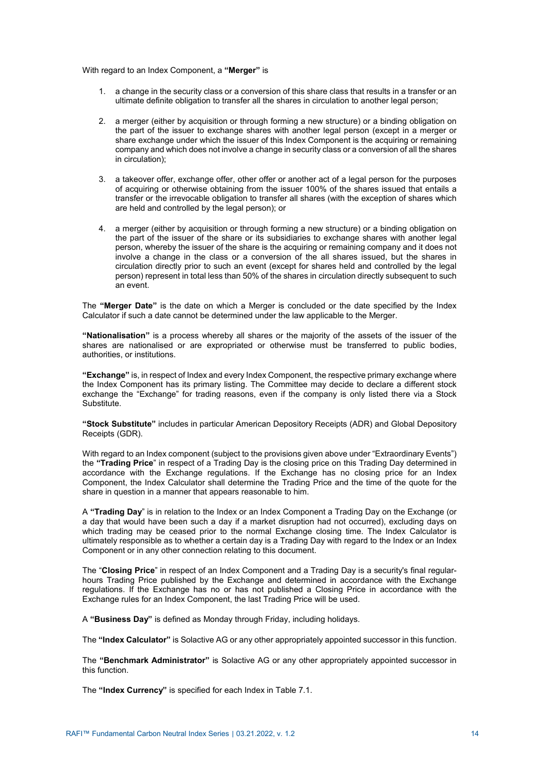With regard to an Index Component, a **"Merger"** is

1. a change in the security class or a conversion of this share class that results in a transfer or an ultimate definite obligation to transfer all the shares in circulation to another legal person;

2. a merger (either by acquisition or through forming a new structure) or a binding obligation on the part of the issuer to exchange shares with another legal person (except in a merger or share exchange under which the issuer of this Index Component is the acquiring or remaining company and which does not involve a change in security class or a conversion of all the shares in circulation);

3. a takeover offer, exchange offer, other offer or another act of a legal person for the purposes of acquiring or otherwise obtaining from the issuer 100% of the shares issued that entails a transfer or the irrevocable obligation to transfer all shares (with the exception of shares which are held and controlled by the legal person); or

4. a merger (either by acquisition or through forming a new structure) or a binding obligation on the part of the issuer of the share or its subsidiaries to exchange shares with another legal person, whereby the issuer of the share is the acquiring or remaining company and it does not involve a change in the class or a conversion of the all shares issued, but the shares in circulation directly prior to such an event (except for shares held and controlled by the legal person) represent in total less than 50% of the shares in circulation directly subsequent to such an event.

The **"Merger Date"** is the date on which a Merger is concluded or the date specified by the Index Calculator if such a date cannot be determined under the law applicable to the Merger.

**"Nationalisation"** is a process whereby all shares or the majority of the assets of the issuer of the shares are nationalised or are expropriated or otherwise must be transferred to public bodies, authorities, or institutions.

**"Exchange"** is, in respect of Index and every Index Component, the respective primary exchange where the Index Component has its primary listing. The Committee may decide to declare a different stock exchange the "Exchange" for trading reasons, even if the company is only listed there via a Stock Substitute.

**"Stock Substitute"** includes in particular American Depository Receipts (ADR) and Global Depository Receipts (GDR).

With regard to an Index component (subject to the provisions given above under "Extraordinary Events") the **"Trading Price"** in respect of a Trading Day is the closing price on this Trading Day determined in accordance with the Exchange regulations. If the Exchange has no closing price for an Index Component, the Index Calculator shall determine the Trading Price and the time of the quote for the share in question in a manner that appears reasonable to him.

A **"Trading Day"** is in relation to the Index or an Index Component a Trading Day on the Exchange (or a day that would have been such a day if a market disruption had not occurred), excluding days on which trading may be ceased prior to the normal Exchange closing time. The Index Calculator is ultimately responsible as to whether a certain day is a Trading Day with regard to the Index or an Index Component or in any other connection relating to this document.

The "**Closing Price**" in respect of an Index Component and a Trading Day is a security's final regular-hours Trading Price published by the Exchange and determined in accordance with the Exchange regulations. If the Exchange has no or has not published a Closing Price in accordance with the Exchange rules for an Index Component, the last Trading Price will be used.

A **"Business Day"** is defined as Monday through Friday, including holidays.

The **"Index Calculator"** is Solactive AG or any other appropriately appointed successor in this function.

The **"Benchmark Administrator"** is Solactive AG or any other appropriately appointed successor in this function.

The **"Index Currency"** is specified for each Index in Table 7.1.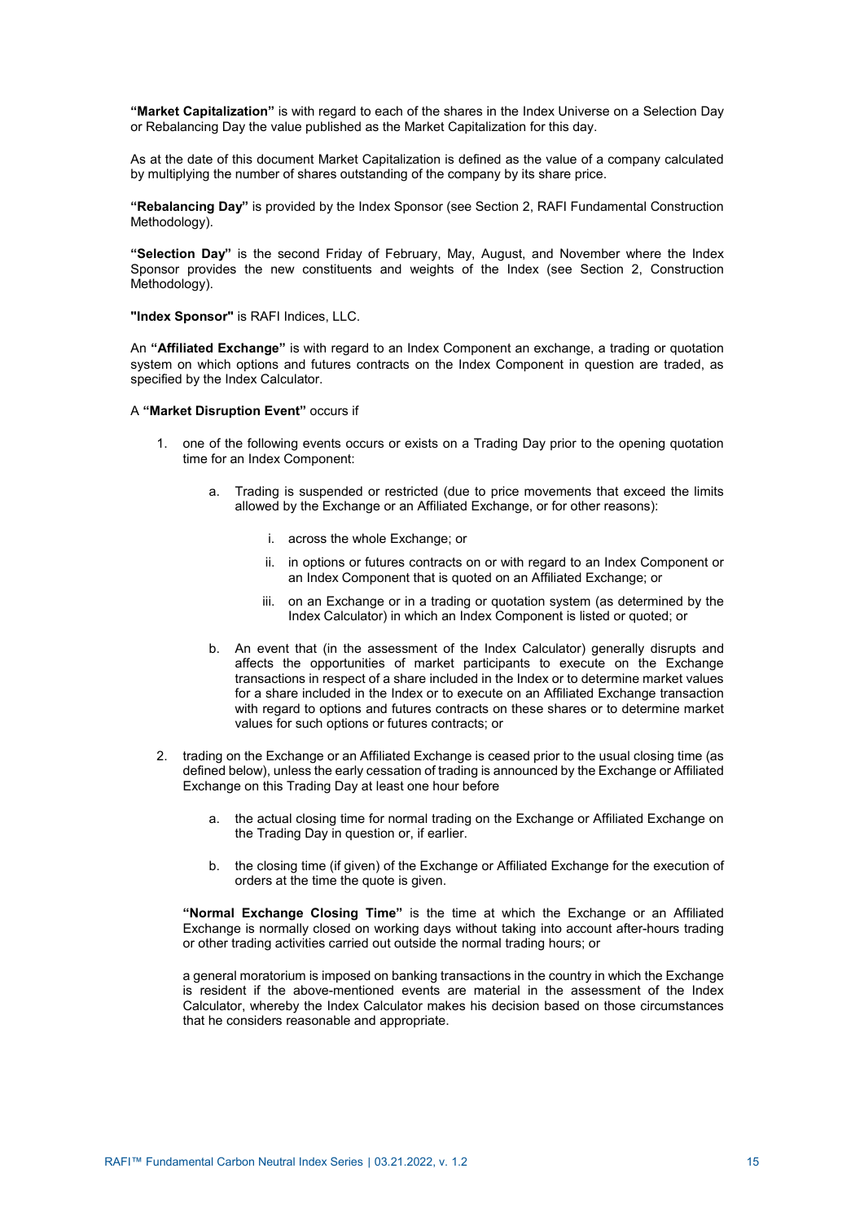**"Market Capitalization"** is with regard to each of the shares in the Index Universe on a Selection Day or Rebalancing Day the value published as the Market Capitalization for this day.

As at the date of this document Market Capitalization is defined as the value of a company calculated by multiplying the number of shares outstanding of the company by its share price.

**"Rebalancing Day"** is provided by the Index Sponsor (see Section 2, RAFI Fundamental Construction Methodology).

**"Selection Day"** is the second Friday of February, May, August, and November where the Index Sponsor provides the new constituents and weights of the Index (see Section 2, Construction Methodology).

**"Index Sponsor"** is RAFI Indices, LLC.

An **"Affiliated Exchange"** is with regard to an Index Component an exchange, a trading or quotation system on which options and futures contracts on the Index Component in question are traded, as specified by the Index Calculator.

A **"Market Disruption Event"** occurs if

1. one of the following events occurs or exists on a Trading Day prior to the opening quotation time for an Index Component:

    a. Trading is suspended or restricted (due to price movements that exceed the limits allowed by the Exchange or an Affiliated Exchange, or for other reasons):

        i. across the whole Exchange; or

        ii. in options or futures contracts on or with regard to an Index Component or an Index Component that is quoted on an Affiliated Exchange; or

        iii. on an Exchange or in a trading or quotation system (as determined by the Index Calculator) in which an Index Component is listed or quoted; or

    b. An event that (in the assessment of the Index Calculator) generally disrupts and affects the opportunities of market participants to execute on the Exchange transactions in respect of a share included in the Index or to determine market values for a share included in the Index or to execute on an Affiliated Exchange transaction with regard to options and futures contracts on these shares or to determine market values for such options or futures contracts; or

2. trading on the Exchange or an Affiliated Exchange is ceased prior to the usual closing time (as defined below), unless the early cessation of trading is announced by the Exchange or Affiliated Exchange on this Trading Day at least one hour before

    a. the actual closing time for normal trading on the Exchange or Affiliated Exchange on the Trading Day in question or, if earlier.

    b. the closing time (if given) of the Exchange or Affiliated Exchange for the execution of orders at the time the quote is given.

    **"Normal Exchange Closing Time"** is the time at which the Exchange or an Affiliated Exchange is normally closed on working days without taking into account after-hours trading or other trading activities carried out outside the normal trading hours; or

    a general moratorium is imposed on banking transactions in the country in which the Exchange is resident if the above-mentioned events are material in the assessment of the Index Calculator, whereby the Index Calculator makes his decision based on those circumstances that he considers reasonable and appropriate.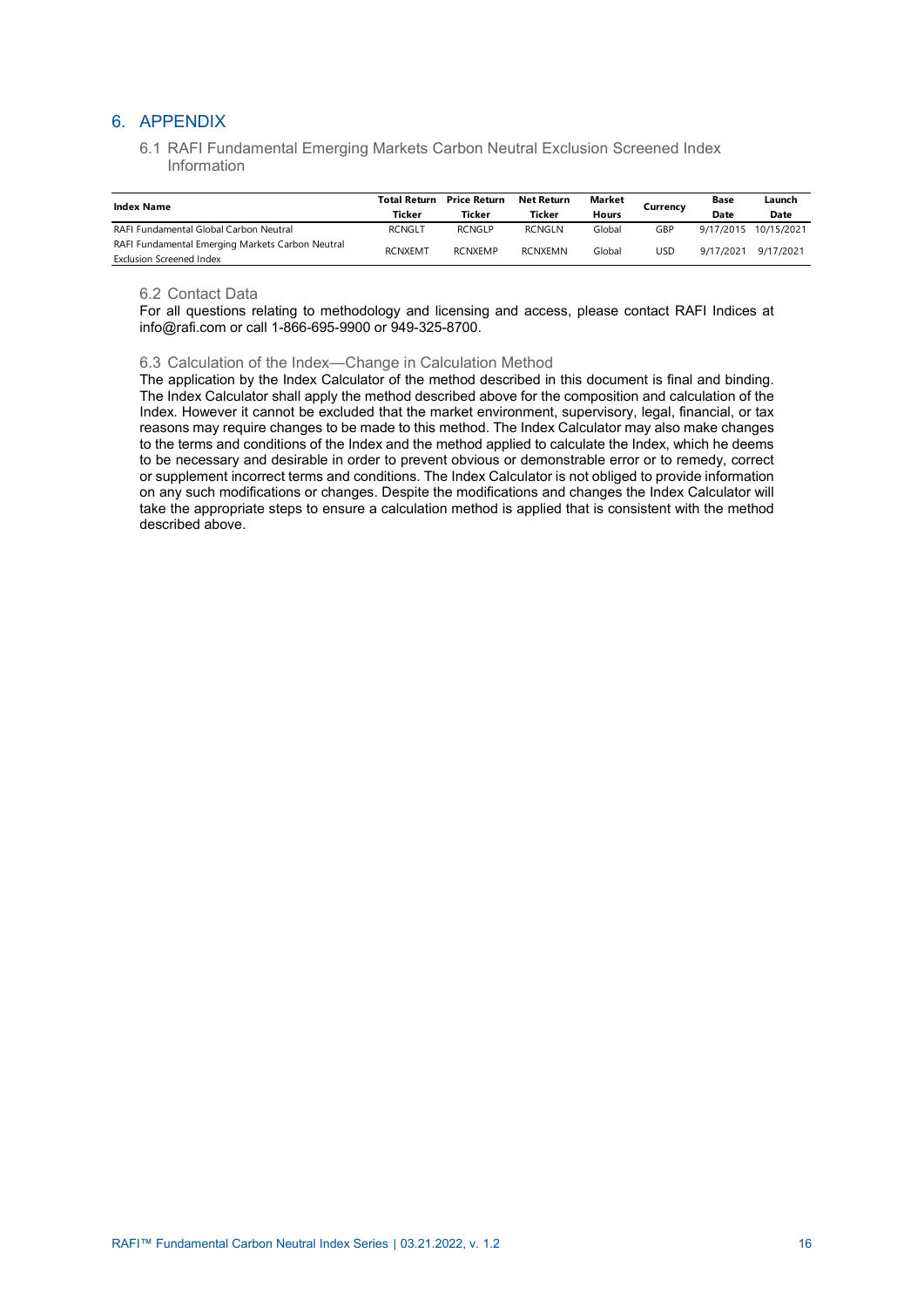# 6. APPENDIX

## 6.1 RAFI Fundamental Emerging Markets Carbon Neutral Exclusion Screened Index Information

| Index Name | Total Return Ticker | Price Return Ticker | Net Return Ticker | Market Hours | Currency | Base Date | Launch Date |
|---|---|---|---|---|---|---|---|
| RAFI Fundamental Global Carbon Neutral | RCNGLT | RCNGLP | RCNGLN | Global | GBP | 9/17/2015 | 10/15/2021 |
| RAFI Fundamental Emerging Markets Carbon Neutral Exclusion Screened Index | RCNXEMT | RCNXEMP | RCNXEMN | Global | USD | 9/17/2021 | 9/17/2021 |

## 6.2 Contact Data

For all questions relating to methodology and licensing and access, please contact RAFI Indices at info@rafi.com or call 1-866-695-9900 or 949-325-8700.

## 6.3 Calculation of the Index—Change in Calculation Method

The application by the Index Calculator of the method described in this document is final and binding. The Index Calculator shall apply the method described above for the composition and calculation of the Index. However it cannot be excluded that the market environment, supervisory, legal, financial, or tax reasons may require changes to be made to this method. The Index Calculator may also make changes to the terms and conditions of the Index and the method applied to calculate the Index, which he deems to be necessary and desirable in order to prevent obvious or demonstrable error or to remedy, correct or supplement incorrect terms and conditions. The Index Calculator is not obliged to provide information on any such modifications or changes. Despite the modifications and changes the Index Calculator will take the appropriate steps to ensure a calculation method is applied that is consistent with the method described above.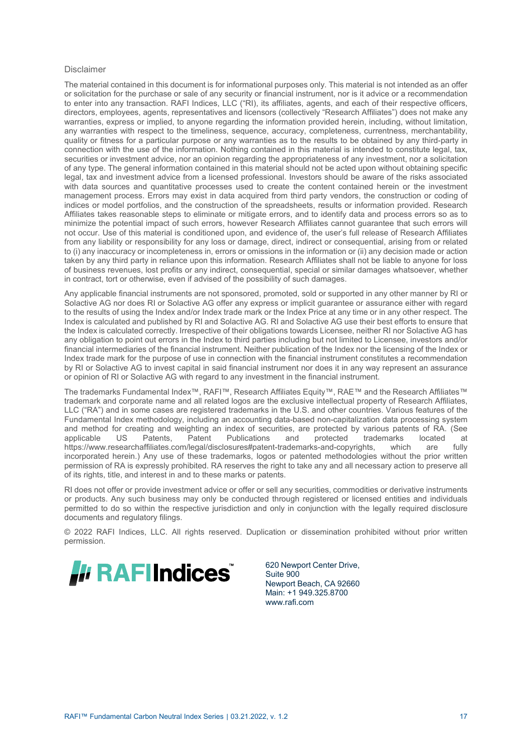Disclaimer

The material contained in this document is for informational purposes only. This material is not intended as an offer or solicitation for the purchase or sale of any security or financial instrument, nor is it advice or a recommendation to enter into any transaction. RAFI Indices, LLC ("RI), its affiliates, agents, and each of their respective officers, directors, employees, agents, representatives and licensors (collectively "Research Affiliates") does not make any warranties, express or implied, to anyone regarding the information provided herein, including, without limitation, any warranties with respect to the timeliness, sequence, accuracy, completeness, currentness, merchantability, quality or fitness for a particular purpose or any warranties as to the results to be obtained by any third-party in connection with the use of the information. Nothing contained in this material is intended to constitute legal, tax, securities or investment advice, nor an opinion regarding the appropriateness of any investment, nor a solicitation of any type. The general information contained in this material should not be acted upon without obtaining specific legal, tax and investment advice from a licensed professional. Investors should be aware of the risks associated with data sources and quantitative processes used to create the content contained herein or the investment management process. Errors may exist in data acquired from third party vendors, the construction or coding of indices or model portfolios, and the construction of the spreadsheets, results or information provided. Research Affiliates takes reasonable steps to eliminate or mitigate errors, and to identify data and process errors so as to minimize the potential impact of such errors, however Research Affiliates cannot guarantee that such errors will not occur. Use of this material is conditioned upon, and evidence of, the user's full release of Research Affiliates from any liability or responsibility for any loss or damage, direct, indirect or consequential, arising from or related to (i) any inaccuracy or incompleteness in, errors or omissions in the information or (ii) any decision made or action taken by any third party in reliance upon this information. Research Affiliates shall not be liable to anyone for loss of business revenues, lost profits or any indirect, consequential, special or similar damages whatsoever, whether in contract, tort or otherwise, even if advised of the possibility of such damages.

Any applicable financial instruments are not sponsored, promoted, sold or supported in any other manner by RI or Solactive AG nor does RI or Solactive AG offer any express or implicit guarantee or assurance either with regard to the results of using the Index and/or Index trade mark or the Index Price at any time or in any other respect. The Index is calculated and published by RI and Solactive AG. RI and Solactive AG use their best efforts to ensure that the Index is calculated correctly. Irrespective of their obligations towards Licensee, neither RI nor Solactive AG has any obligation to point out errors in the Index to third parties including but not limited to Licensee, investors and/or financial intermediaries of the financial instrument. Neither publication of the Index nor the licensing of the Index or Index trade mark for the purpose of use in connection with the financial instrument constitutes a recommendation by RI or Solactive AG to invest capital in said financial instrument nor does it in any way represent an assurance or opinion of RI or Solactive AG with regard to any investment in the financial instrument.

The trademarks Fundamental Index™, RAFI™, Research Affiliates Equity™, RAE™ and the Research Affiliates™ trademark and corporate name and all related logos are the exclusive intellectual property of Research Affiliates, LLC ("RA") and in some cases are registered trademarks in the U.S. and other countries. Various features of the Fundamental Index methodology, including an accounting data-based non-capitalization data processing system and method for creating and weighting an index of securities, are protected by various patents of RA. (See applicable US Patents, Patent Publications and protected trademarks located at https://www.researchaffiliates.com/legal/disclosures#patent-trademarks-and-copyrights, which are fully incorporated herein.) Any use of these trademarks, logos or patented methodologies without the prior written permission of RA is expressly prohibited. RA reserves the right to take any and all necessary action to preserve all of its rights, title, and interest in and to these marks or patents.

RI does not offer or provide investment advice or offer or sell any securities, commodities or derivative instruments or products. Any such business may only be conducted through registered or licensed entities and individuals permitted to do so within the respective jurisdiction and only in conjunction with the legally required disclosure documents and regulatory filings.

© 2022 RAFI Indices, LLC. All rights reserved. Duplication or dissemination prohibited without prior written permission.

RAFI Indices™

620 Newport Center Drive,
Suite 900
Newport Beach, CA 92660
Main: +1 949.325.8700
www.rafi.com